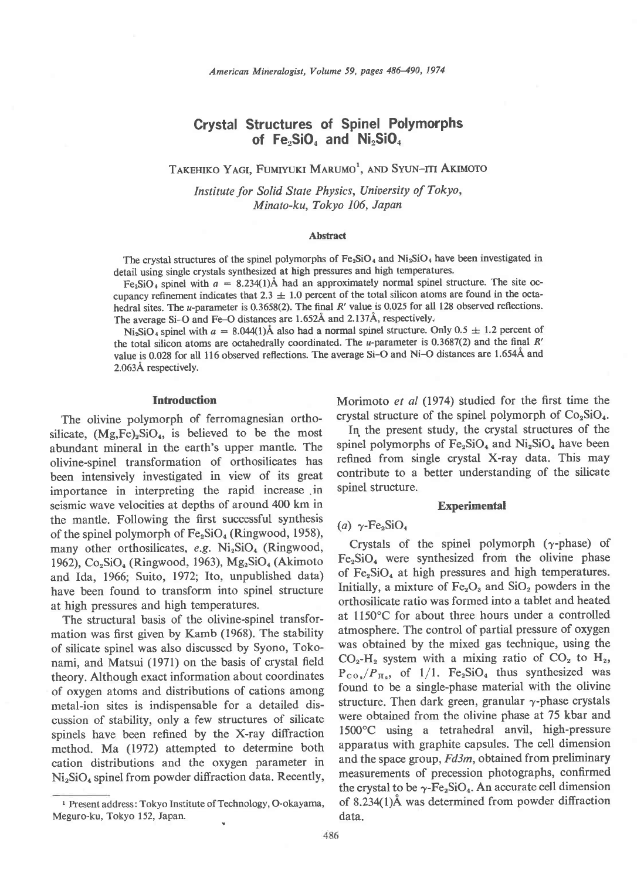# Crystal Structures of Spinel Polymorphs of $Fe_2SiO_4$ and $Ni_2SiO_4$

TAKEHIKO YAGI, FUMIYUKI MARUMO[1], AND SYUN-ITI AKIMOTO

*Institute for Solid State Physics, University of Tokyo, Minato-ku, Tokyo 106, Japan*

### Abstract

The crystal structures of the spinel polymorphs of $Fe_2SiO_4$ and $Ni_2SiO_4$ have been investigated in detail using single crystals synthesized at high pressures and high temperatures.

$Fe_2SiO_4$ spinel with $a = 8.234(1)$Å had an approximately normal spinel structure. The site occupancy refinement indicates that $2.3 \pm 1.0$ percent of the total silicon atoms are found in the octahedral sites. The $u$-parameter is 0.3658(2). The final $R'$ value is 0.025 for all 128 observed reflections. The average Si–O and Fe–O distances are 1.652Å and 2.137Å, respectively.

$Ni_2SiO_4$ spinel with $a = 8.044(1)$Å also had a normal spinel structure. Only $0.5 \pm 1.2$ percent of the total silicon atoms are octahedrally coordinated. The $u$-parameter is 0.3687(2) and the final $R'$ value is 0.028 for all 116 observed reflections. The average Si–O and Ni–O distances are 1.654Å and 2.063Å respectively.

## Introduction

The olivine polymorph of ferromagnesian orthosilicate, $(Mg,Fe)_2SiO_4$, is believed to be the most abundant mineral in the earth's upper mantle. The olivine-spinel transformation of orthosilicates has been intensively investigated in view of its great importance in interpreting the rapid increase in seismic wave velocities at depths of around 400 km in the mantle. Following the first successful synthesis of the spinel polymorph of $Fe_2SiO_4$ (Ringwood, 1958), many other orthosilicates, *e.g.* $Ni_2SiO_4$ (Ringwood, 1962), $Co_2SiO_4$ (Ringwood, 1963), $Mg_2SiO_4$ (Akimoto and Ida, 1966; Suito, 1972; Ito, unpublished data) have been found to transform into spinel structure at high pressures and high temperatures.

The structural basis of the olivine-spinel transformation was first given by Kamb (1968). The stability of silicate spinel was also discussed by Syono, Tokonami, and Matsui (1971) on the basis of crystal field theory. Although exact information about coordinates of oxygen atoms and distributions of cations among metal-ion sites is indispensable for a detailed discussion of stability, only a few structures of silicate spinels have been refined by the X-ray diffraction method. Ma (1972) attempted to determine both cation distributions and the oxygen parameter in $Ni_2SiO_4$ spinel from powder diffraction data. Recently, Morimoto *et al* (1974) studied for the first time the crystal structure of the spinel polymorph of $Co_2SiO_4$.

In the present study, the crystal structures of the spinel polymorphs of $Fe_2SiO_4$ and $Ni_2SiO_4$ have been refined from single crystal X-ray data. This may contribute to a better understanding of the silicate spinel structure.

## Experimental

### (a) $\gamma$-$Fe_2SiO_4$

Crystals of the spinel polymorph ($\gamma$-phase) of $Fe_2SiO_4$ were synthesized from the olivine phase of $Fe_2SiO_4$ at high pressures and high temperatures. Initially, a mixture of $Fe_2O_3$ and $SiO_2$ powders in the orthosilicate ratio was formed into a tablet and heated at 1150°C for about three hours under a controlled atmosphere. The control of partial pressure of oxygen was obtained by the mixed gas technique, using the $CO_2$-$H_2$ system with a mixing ratio of $CO_2$ to $H_2$, $P_{CO_2}/P_{H_2}$, of 1/1. $Fe_2SiO_4$ thus synthesized was found to be a single-phase material with the olivine structure. Then dark green, granular $\gamma$-phase crystals were obtained from the olivine phase at 75 kbar and 1500°C using a tetrahedral anvil, high-pressure apparatus with graphite capsules. The cell dimension and the space group, *Fd3m*, obtained from preliminary measurements of precession photographs, confirmed the crystal to be $\gamma$-$Fe_2SiO_4$. An accurate cell dimension of 8.234(1)Å was determined from powder diffraction data.

[1] Present address: Tokyo Institute of Technology, O-okayama, Meguro-ku, Tokyo 152, Japan.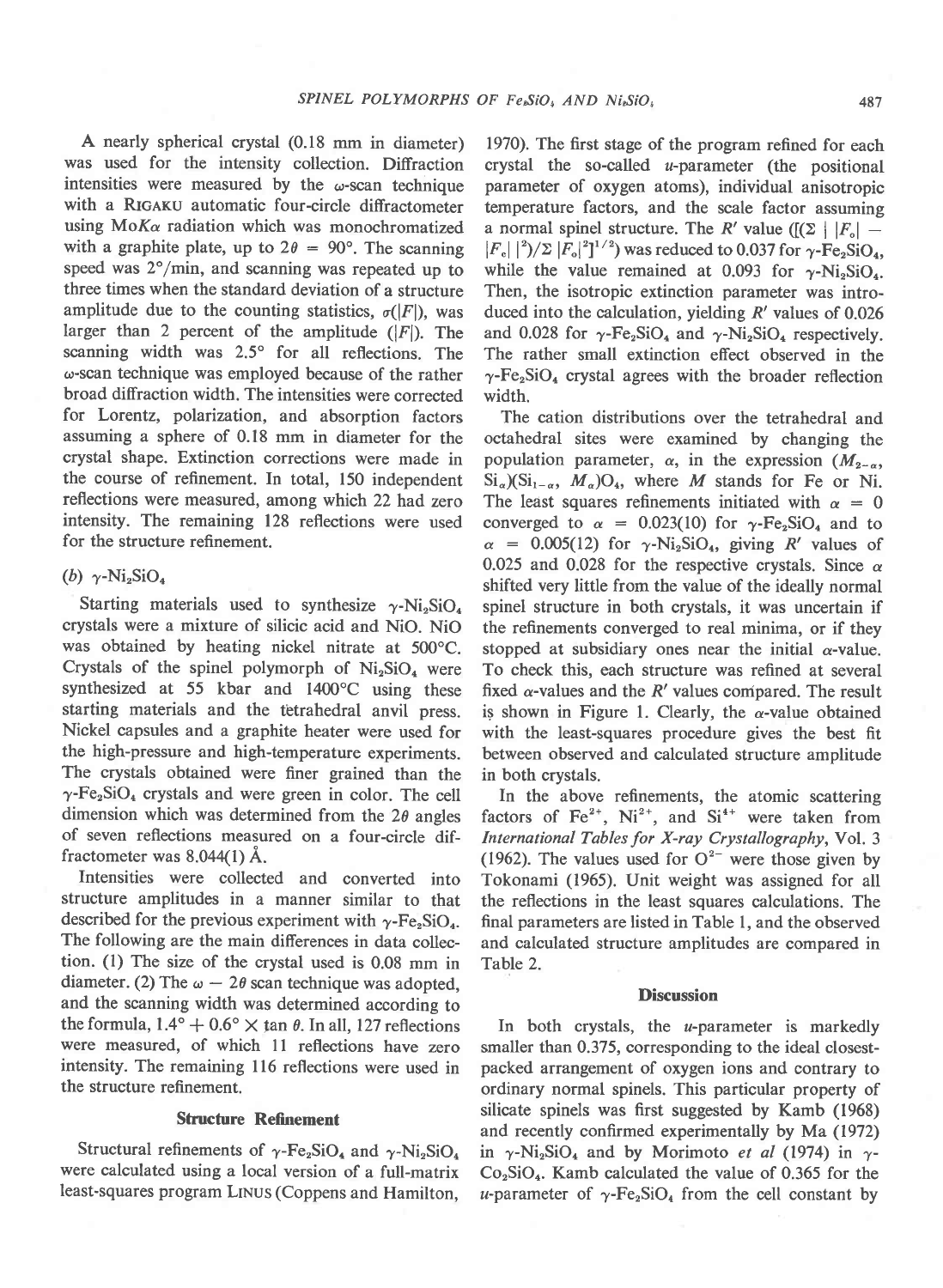A nearly spherical crystal (0.18 mm in diameter) was used for the intensity collection. Diffraction intensities were measured by the ω-scan technique with a RIGAKU automatic four-circle diffractometer using Mo$K\alpha$ radiation which was monochromatized with a graphite plate, up to $2\theta = 90°$. The scanning speed was 2°/min, and scanning was repeated up to three times when the standard deviation of a structure amplitude due to the counting statistics, $\sigma(|F|)$, was larger than 2 percent of the amplitude ($|F|$). The scanning width was 2.5° for all reflections. The ω-scan technique was employed because of the rather broad diffraction width. The intensities were corrected for Lorentz, polarization, and absorption factors assuming a sphere of 0.18 mm in diameter for the crystal shape. Extinction corrections were made in the course of refinement. In total, 150 independent reflections were measured, among which 22 had zero intensity. The remaining 128 reflections were used for the structure refinement.

### (b) γ-$Ni_2SiO_4$

Starting materials used to synthesize γ-$Ni_2SiO_4$ crystals were a mixture of silicic acid and NiO. NiO was obtained by heating nickel nitrate at 500°C. Crystals of the spinel polymorph of $Ni_2SiO_4$ were synthesized at 55 kbar and 1400°C using these starting materials and the tetrahedral anvil press. Nickel capsules and a graphite heater were used for the high-pressure and high-temperature experiments. The crystals obtained were finer grained than the γ-$Fe_2SiO_4$ crystals and were green in color. The cell dimension which was determined from the $2\theta$ angles of seven reflections measured on a four-circle diffractometer was 8.044(1) Å.

Intensities were collected and converted into structure amplitudes in a manner similar to that described for the previous experiment with γ-$Fe_2SiO_4$. The following are the main differences in data collection. (1) The size of the crystal used is 0.08 mm in diameter. (2) The $\omega - 2\theta$ scan technique was adopted, and the scanning width was determined according to the formula, $1.4° + 0.6° \times \tan\theta$. In all, 127 reflections were measured, of which 11 reflections have zero intensity. The remaining 116 reflections were used in the structure refinement.

## Structure Refinement

Structural refinements of γ-$Fe_2SiO_4$ and γ-$Ni_2SiO_4$ were calculated using a local version of a full-matrix least-squares program LINUS (Coppens and Hamilton, 1970). The first stage of the program refined for each crystal the so-called $u$-parameter (the positional parameter of oxygen atoms), individual anisotropic temperature factors, and the scale factor assuming a normal spinel structure. The $R'$ value ($[(\Sigma\,|\,|F_o| - |F_c|\,|^2)/\Sigma\,|F_o|^2]^{1/2}$) was reduced to 0.037 for γ-$Fe_2SiO_4$, while the value remained at 0.093 for γ-$Ni_2SiO_4$. Then, the isotropic extinction parameter was introduced into the calculation, yielding $R'$ values of 0.026 and 0.028 for γ-$Fe_2SiO_4$ and γ-$Ni_2SiO_4$ respectively. The rather small extinction effect observed in the γ-$Fe_2SiO_4$ crystal agrees with the broader reflection width.

The cation distributions over the tetrahedral and octahedral sites were examined by changing the population parameter, $\alpha$, in the expression $(M_{2-\alpha}, Si_\alpha)(Si_{1-\alpha}, M_\alpha)O_4$, where $M$ stands for Fe or Ni. The least squares refinements initiated with $\alpha = 0$ converged to $\alpha = 0.023(10)$ for γ-$Fe_2SiO_4$ and to $\alpha = 0.005(12)$ for γ-$Ni_2SiO_4$, giving $R'$ values of 0.025 and 0.028 for the respective crystals. Since $\alpha$ shifted very little from the value of the ideally normal spinel structure in both crystals, it was uncertain if the refinements converged to real minima, or if they stopped at subsidiary ones near the initial $\alpha$-value. To check this, each structure was refined at several fixed $\alpha$-values and the $R'$ values compared. The result is shown in Figure 1. Clearly, the $\alpha$-value obtained with the least-squares procedure gives the best fit between observed and calculated structure amplitude in both crystals.

In the above refinements, the atomic scattering factors of $Fe^{2+}$, $Ni^{2+}$, and $Si^{4+}$ were taken from *International Tables for X-ray Crystallography*, Vol. 3 (1962). The values used for $O^{2-}$ were those given by Tokonami (1965). Unit weight was assigned for all the reflections in the least squares calculations. The final parameters are listed in Table 1, and the observed and calculated structure amplitudes are compared in Table 2.

## Discussion

In both crystals, the $u$-parameter is markedly smaller than 0.375, corresponding to the ideal closest-packed arrangement of oxygen ions and contrary to ordinary normal spinels. This particular property of silicate spinels was first suggested by Kamb (1968) and recently confirmed experimentally by Ma (1972) in γ-$Ni_2SiO_4$ and by Morimoto *et al* (1974) in γ-$Co_2SiO_4$. Kamb calculated the value of 0.365 for the $u$-parameter of γ-$Fe_2SiO_4$ from the cell constant by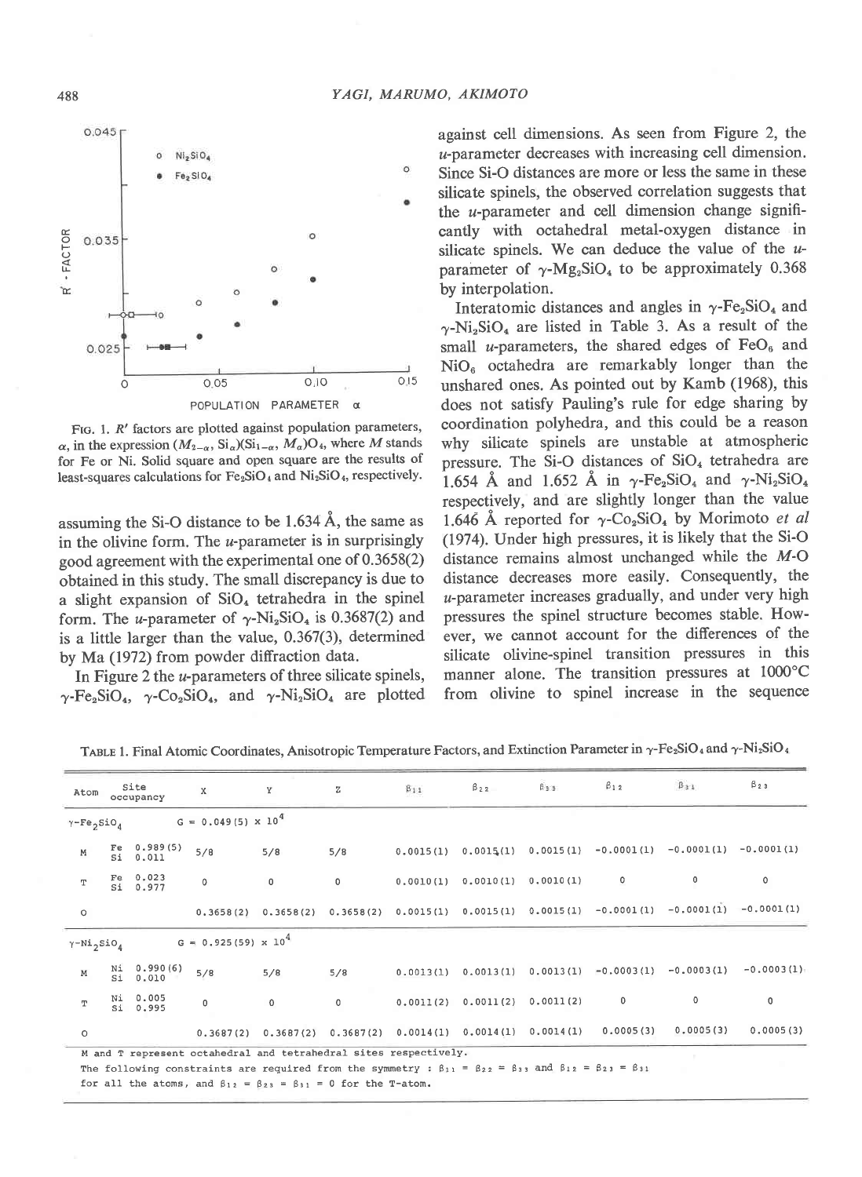FIG. 1. $R'$ factors are plotted against population parameters, $\alpha$, in the expression $(M_{2-\alpha}, Si_{\alpha})(Si_{1-\alpha}, M_{\alpha})O_4$, where $M$ stands for Fe or Ni. Solid square and open square are the results of least-squares calculations for $Fe_2SiO_4$ and $Ni_2SiO_4$, respectively.

assuming the Si-O distance to be 1.634 Å, the same as in the olivine form. The $u$-parameter is in surprisingly good agreement with the experimental one of 0.3658(2) obtained in this study. The small discrepancy is due to a slight expansion of $SiO_4$ tetrahedra in the spinel form. The $u$-parameter of $\gamma$-$Ni_2SiO_4$ is 0.3687(2) and is a little larger than the value, 0.367(3), determined by Ma (1972) from powder diffraction data.

In Figure 2 the $u$-parameters of three silicate spinels, $\gamma$-$Fe_2SiO_4$, $\gamma$-$Co_2SiO_4$, and $\gamma$-$Ni_2SiO_4$ are plotted against cell dimensions. As seen from Figure 2, the $u$-parameter decreases with increasing cell dimension. Since Si-O distances are more or less the same in these silicate spinels, the observed correlation suggests that the $u$-parameter and cell dimension change significantly with octahedral metal-oxygen distance in silicate spinels. We can deduce the value of the $u$-parameter of $\gamma$-$Mg_2SiO_4$ to be approximately 0.368 by interpolation.

Interatomic distances and angles in $\gamma$-$Fe_2SiO_4$ and $\gamma$-$Ni_2SiO_4$ are listed in Table 3. As a result of the small $u$-parameters, the shared edges of $FeO_6$ and $NiO_6$ octahedra are remarkably longer than the unshared ones. As pointed out by Kamb (1968), this does not satisfy Pauling's rule for edge sharing by coordination polyhedra, and this could be a reason why silicate spinels are unstable at atmospheric pressure. The Si-O distances of $SiO_4$ tetrahedra are 1.654 Å and 1.652 Å in $\gamma$-$Fe_2SiO_4$ and $\gamma$-$Ni_2SiO_4$ respectively, and are slightly longer than the value 1.646 Å reported for $\gamma$-$Co_2SiO_4$ by Morimoto *et al* (1974). Under high pressures, it is likely that the Si-O distance remains almost unchanged while the $M$-O distance decreases more easily. Consequently, the $u$-parameter increases gradually, and under very high pressures the spinel structure becomes stable. However, we cannot account for the differences of the silicate olivine-spinel transition pressures in this manner alone. The transition pressures at 1000°C from olivine to spinel increase in the sequence

TABLE 1. Final Atomic Coordinates, Anisotropic Temperature Factors, and Extinction Parameter in $\gamma$-$Fe_2SiO_4$ and $\gamma$-$Ni_2SiO_4$

| Atom | Site occupancy | X | Y | Z | $\beta_{11}$ | $\beta_{22}$ | $\beta_{33}$ | $\beta_{12}$ | $\beta_{31}$ | $\beta_{23}$ |
|---|---|---|---|---|---|---|---|---|---|---|
| $\gamma$-$Fe_2SiO_4$ | | $G = 0.049(5) \times 10^4$ | | | | | | | | |
| M | Fe 0.989(5) Si 0.011 | 5/8 | 5/8 | 5/8 | 0.0015(1) | 0.0015(1) | 0.0015(1) | -0.0001(1) | -0.0001(1) | -0.0001(1) |
| T | Fe 0.023 Si 0.977 | 0 | 0 | 0 | 0.0010(1) | 0.0010(1) | 0.0010(1) | 0 | 0 | 0 |
| O | | 0.3658(2) | 0.3658(2) | 0.3658(2) | 0.0015(1) | 0.0015(1) | 0.0015(1) | -0.0001(1) | -0.0001(1) | -0.0001(1) |
| $\gamma$-$Ni_2SiO_4$ | | $G = 0.925(59) \times 10^4$ | | | | | | | | |
| M | Ni 0.990(6) Si 0.010 | 5/8 | 5/8 | 5/8 | 0.0013(1) | 0.0013(1) | 0.0013(1) | -0.0003(1) | -0.0003(1) | -0.0003(1) |
| T | Ni 0.005 Si 0.995 | 0 | 0 | 0 | 0.0011(2) | 0.0011(2) | 0.0011(2) | 0 | 0 | 0 |
| O | | 0.3687(2) | 0.3687(2) | 0.3687(2) | 0.0014(1) | 0.0014(1) | 0.0014(1) | 0.0005(3) | 0.0005(3) | 0.0005(3) |

M and T represent octahedral and tetrahedral sites respectively.
The following constraints are required from the symmetry : $\beta_{11} = \beta_{22} = \beta_{33}$ and $\beta_{12} = \beta_{23} = \beta_{31}$ for all the atoms, and $\beta_{12} = \beta_{23} = \beta_{31} = 0$ for the T-atom.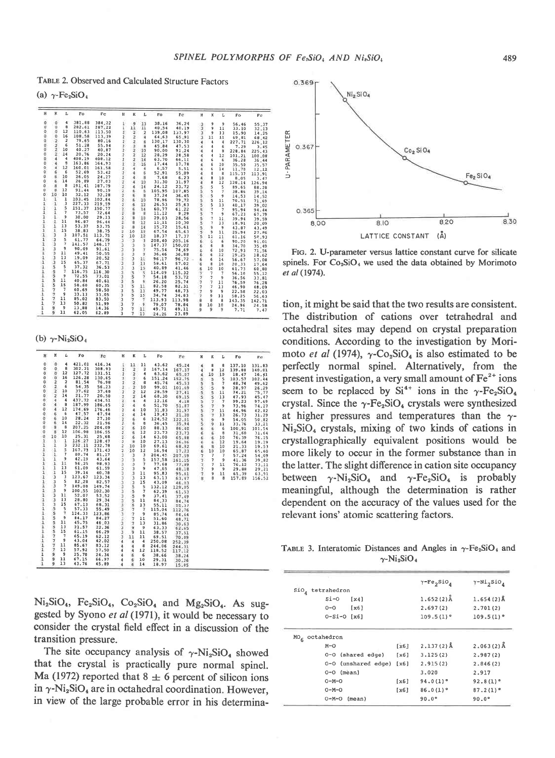TABLE 2. Observed and Calculated Structure Factors

(a) $\gamma$-$Fe_2SiO_4$

| H | K | L | Fo | Fc | H | K | L | Fo | Fc | H | K | L | Fo | Fc |
|---|---|---|---|---|---|---|---|---|---|---|---|---|---|---|
| 0 | 0 | 4 | 381.88 | 384.22 | 1 | 9 | 13 | 38.16 | 36.24 | 3 | 9 | 9 | 56.46 | 55.37 |
| 0 | 0 | 8 | 282.61 | 287.22 | 1 | 11 | 11 | 40.54 | 40.19 | 3 | 9 | 11 | 33.10 | 32.13 |
| 0 | 0 | 12 | 110.63 | 113.50 | 2 | 2 | 2 | 139.08 | 133.97 | 3 | 9 | 13 | 15.90 | 14.25 |
| 0 | 0 | 16 | 108.58 | 113.19 | 2 | 2 | 4 | 64.63 | 65.91 | 3 | 11 | 11 | 69.81 | 68.42 |
| 0 | 2 | 2 | 79.65 | 80.16 | 2 | 2 | 6 | 130.17 | 130.30 | 4 | 4 | 4 | 227.71 | 226.12 |
| 0 | 2 | 6 | 51.28 | 55.94 | 2 | 2 | 8 | 45.84 | 47.53 | 4 | 4 | 6 | 7.29 | 3.45 |
| 0 | 2 | 10 | 40.27 | 40.87 | 2 | 2 | 10 | 90.00 | 91.24 | 4 | 4 | 8 | 228.84 | 225.43 |
| 0 | 2 | 14 | 20.76 | 20.24 | 2 | 2 | 12 | 28.29 | 28.58 | 4 | 4 | 12 | 101.21 | 100.08 |
| 0 | 4 | 4 | 408.19 | 408.12 | 2 | 2 | 14 | 63.70 | 66.11 | 4 | 6 | 6 | 36.28 | 36.44 |
| 0 | 4 | 8 | 163.86 | 164.93 | 2 | 2 | 16 | 17.44 | 17.78 | 4 | 6 | 10 | 35.50 | 35.57 |
| 0 | 4 | 12 | 160.01 | 161.58 | 2 | 4 | 4 | 6.57 | 5.51 | 4 | 6 | 14 | 11.70 | 12.12 |
| 0 | 6 | 6 | 52.69 | 53.42 | 2 | 4 | 6 | 52.91 | 55.09 | 4 | 8 | 8 | 115.37 | 113.91 |
| 0 | 6 | 10 | 26.05 | 24.27 | 2 | 4 | 8 | 7.68 | 6.23 | 4 | 8 | 10 | 8.05 | 3.47 |
| 0 | 6 | 14 | 26.89 | 27.03 | 2 | 4 | 10 | 31.30 | 31.97 | 4 | 8 | 12 | 128.14 | 126.94 |
| 0 | 8 | 8 | 191.41 | 187.79 | 2 | 4 | 14 | 24.12 | 23.72 | 5 | 5 | 5 | 89.65 | 88.28 |
| 0 | 8 | 12 | 91.44 | 90.19 | 2 | 6 | 6 | 105.95 | 107.85 | 5 | 5 | 7 | 38.86 | 39.14 |
| 0 | 10 | 10 | 32.12 | 32.28 | 2 | 6 | 8 | 37.24 | 36.45 | 5 | 5 | 9 | 14.53 | 14.52 |
| 1 | 1 | 1 | 103.45 | 102.84 | 2 | 6 | 10 | 78.96 | 79.72 | 5 | 5 | 11 | 70.51 | 71.69 |
| 1 | 1 | 3 | 227.33 | 219.59 | 2 | 6 | 12 | 26.53 | 25.63 | 5 | 5 | 13 | 40.17 | 39.02 |
| 1 | 1 | 5 | 151.37 | 150.77 | 2 | 6 | 14 | 60.77 | 61.22 | 5 | 7 | 7 | 95.94 | 94.44 |
| 1 | 1 | 7 | 73.57 | 72.64 | 2 | 8 | 8 | 11.12 | 9.29 | 5 | 7 | 9 | 67.23 | 67.79 |
| 1 | 1 | 9 | 30.00 | 29.13 | 2 | 8 | 10 | 29.03 | 28.56 | 5 | 7 | 11 | 39.94 | 39.59 |
| 1 | 1 | 11 | 96.87 | 96.44 | 2 | 8 | 12 | 11.11 | 10.30 | 5 | 7 | 13 | 18.91 | 20.09 |
| 1 | 1 | 13 | 53.37 | 53.75 | 2 | 8 | 14 | 15.72 | 15.61 | 5 | 9 | 9 | 43.87 | 43.49 |
| 1 | 1 | 15 | 38.83 | 38.75 | 2 | 10 | 10 | 67.54 | 65.63 | 5 | 9 | 11 | 25.94 | 27.86 |
| 1 | 3 | 3 | 107.51 | 113.75 | 2 | 10 | 12 | 18.37 | 17.37 | 5 | 11 | 11 | 61.16 | 59.93 |
| 1 | 3 | 5 | 61.77 | 64.79 | 3 | 3 | 3 | 208.40 | 205.16 | 6 | 6 | 6 | 90.20 | 91.01 |
| 1 | 3 | 7 | 141.57 | 146.17 | 3 | 3 | 5 | 147.37 | 150.02 | 6 | 6 | 8 | 34.70 | 35.49 |
| 1 | 3 | 9 | 90.09 | 91.61 | 3 | 3 | 7 | 75.54 | 74.69 | 6 | 6 | 10 | 72.93 | 71.56 |
| 1 | 3 | 11 | 49.41 | 50.55 | 3 | 3 | 9 | 36.46 | 36.88 | 6 | 6 | 12 | 19.25 | 18.62 |
| 1 | 3 | 13 | 19.09 | 20.52 | 3 | 3 | 11 | 96.17 | 96.72 | 6 | 6 | 14 | 56.67 | 57.08 |
| 1 | 3 | 15 | 65.37 | 67.71 | 3 | 3 | 13 | 58.61 | 57.02 | 6 | 8 | 10 | 20.33 | 17.64 |
| 1 | 5 | 5 | 37.32 | 36.53 | 3 | 3 | 15 | 40.89 | 41.46 | 6 | 10 | 10 | 61.73 | 60.80 |
| 1 | 5 | 7 | 116.75 | 116.30 | 3 | 5 | 5 | 114.09 | 115.32 | 7 | 7 | 7 | 56.10 | 55.12 |
| 1 | 5 | 9 | 72.55 | 73.01 | 3 | 5 | 7 | 54.18 | 53.72 | 7 | 7 | 9 | 36.56 | 33.81 |
| 1 | 5 | 11 | 40.84 | 40.61 | 3 | 5 | 9 | 26.20 | 25.74 | 7 | 7 | 11 | 76.59 | 76.28 |
| 1 | 5 | 15 | 58.60 | 60.35 | 3 | 5 | 11 | 82.58 | 82.31 | 7 | 7 | 13 | 46.90 | 48.09 |
| 1 | 7 | 7 | 60.69 | 58.50 | 3 | 5 | 13 | 49.77 | 48.73 | 7 | 9 | 9 | 22.58 | 22.03 |
| 1 | 7 | 9 | 33.13 | 33.05 | 3 | 5 | 15 | 34.74 | 34.83 | 7 | 9 | 11 | 58.25 | 56.63 |
| 1 | 7 | 11 | 85.02 | 83.50 | 3 | 7 | 7 | 113.93 | 113.98 | 8 | 8 | 8 | 143.35 | 142.71 |
| 1 | 7 | 13 | 50.82 | 51.99 | 3 | 7 | 9 | 79.07 | 78.04 | 8 | 10 | 10 | 24.96 | 24.58 |
| 1 | 9 | 9 | 13.88 | 14.36 | 3 | 7 | 11 | 49.71 | 49.11 | 9 | 9 | 9 | 7.71 | 7.47 |
| 1 | 9 | 11 | 62.05 | 62.89 | 3 | 7 | 13 | 24.26 | 23.89 | | | | | |

(b) $\gamma$-$Ni_2SiO_4$

| H | K | L | Fo | Fc | H | K | L | Fo | Fc | H | K | L | Fo | Fc |
|---|---|---|---|---|---|---|---|---|---|---|---|---|---|---|
| 0 | 0 | 4 | 421.01 | 416.34 | 1 | 11 | 11 | 43.62 | 45.24 | 4 | 8 | 8 | 137.10 | 131.83 |
| 0 | 0 | 8 | 302.21 | 308.93 | 2 | 2 | 2 | 167.14 | 167.37 | 4 | 8 | 12 | 139.88 | 140.01 |
| 0 | 0 | 12 | 127.72 | 131.51 | 2 | 2 | 4 | 63.62 | 65.07 | 4 | 10 | 10 | 18.47 | 16.41 |
| 0 | 0 | 16 | 126.28 | 130.65 | 2 | 2 | 6 | 151.24 | 152.75 | 5 | 5 | 5 | 103.57 | 102.44 |
| 0 | 2 | 2 | 81.54 | 76.98 | 2 | 2 | 8 | 45.74 | 45.53 | 5 | 5 | 7 | 48.74 | 49.62 |
| 0 | 2 | 6 | 54.35 | 56.23 | 2 | 2 | 10 | 99.01 | 101.69 | 5 | 5 | 9 | 28.97 | 26.29 |
| 0 | 2 | 10 | 37.62 | 37.68 | 2 | 2 | 12 | 28.59 | 27.41 | 5 | 5 | 11 | 74.21 | 75.77 |
| 0 | 2 | 14 | 21.77 | 20.50 | 2 | 2 | 14 | 68.30 | 69.15 | 5 | 5 | 13 | 47.93 | 45.47 |
| 0 | 4 | 4 | 437.72 | 434.51 | 2 | 4 | 4 | 12.16 | 4.18 | 5 | 7 | 7 | 99.23 | 97.69 |
| 0 | 4 | 8 | 187.99 | 186.65 | 2 | 4 | 6 | 51.70 | 51.87 | 5 | 7 | 9 | 73.96 | 74.27 |
| 0 | 4 | 12 | 174.69 | 176.46 | 2 | 4 | 10 | 31.83 | 31.97 | 5 | 7 | 11 | 44.96 | 42.82 |
| 0 | 6 | 6 | 47.57 | 47.94 | 2 | 4 | 14 | 19.43 | 21.20 | 5 | 7 | 13 | 26.73 | 31.29 |
| 0 | 6 | 10 | 28.24 | 27.10 | 2 | 6 | 6 | 124.52 | 122.01 | 5 | 9 | 9 | 54.05 | 50.82 |
| 0 | 6 | 14 | 22.32 | 21.96 | 2 | 6 | 8 | 36.45 | 35.94 | 5 | 9 | 11 | 33.76 | 33.21 |
| 0 | 8 | 8 | 207.25 | 204.09 | 2 | 6 | 10 | 88.13 | 86.40 | 6 | 6 | 6 | 100.91 | 101.54 |
| 0 | 8 | 12 | 106.98 | 106.55 | 2 | 6 | 12 | 23.73 | 23.73 | 6 | 6 | 8 | 31.60 | 31.64 |
| 0 | 10 | 10 | 25.31 | 25.68 | 2 | 6 | 14 | 63.00 | 65.88 | 6 | 6 | 10 | 76.39 | 76.15 |
| 1 | 1 | 1 | 126.27 | 128.47 | 2 | 8 | 10 | 27.13 | 26.06 | 6 | 6 | 12 | 19.64 | 19.19 |
| 1 | 1 | 3 | 232.11 | 232.78 | 2 | 10 | 10 | 69.61 | 68.82 | 6 | 8 | 10 | 21.33 | 19.53 |
| 1 | 1 | 5 | 167.73 | 171.43 | 2 | 10 | 12 | 16.94 | 17.23 | 6 | 10 | 10 | 65.87 | 65.60 |
| 1 | 1 | 7 | 80.74 | 81.17 | 3 | 3 | 3 | 204.45 | 207.59 | 7 | 7 | 7 | 57.24 | 54.09 |
| 1 | 1 | 9 | 42.19 | 43.64 | 3 | 3 | 5 | 157.58 | 161.15 | 7 | 7 | 9 | 41.36 | 39.82 |
| 1 | 1 | 11 | 96.25 | 98.93 | 3 | 3 | 7 | 77.68 | 77.89 | 7 | 7 | 11 | 76.12 | 73.11 |
| 1 | 1 | 13 | 61.09 | 61.59 | 3 | 3 | 9 | 47.65 | 48.18 | 7 | 9 | 9 | 29.88 | 29.21 |
| 1 | 1 | 15 | 39.14 | 40.78 | 3 | 3 | 11 | 95.83 | 95.61 | 7 | 9 | 11 | 61.39 | 63.91 |
| 1 | 3 | 3 | 123.67 | 123.34 | 3 | 3 | 13 | 63.13 | 63.47 | 8 | 8 | 8 | 157.89 | 156.52 |
| 1 | 3 | 5 | 82.28 | 82.57 | 3 | 3 | 15 | 43.09 | 46.03 | | | | | |
| 1 | 3 | 7 | 149.08 | 149.74 | 3 | 5 | 5 | 132.12 | 129.05 | | | | | |
| 1 | 3 | 9 | 100.55 | 102.30 | 3 | 5 | 7 | 62.39 | 61.53 | | | | | |
| 1 | 3 | 11 | 52.07 | 53.52 | 3 | 5 | 9 | 37.41 | 37.49 | | | | | |
| 1 | 3 | 13 | 28.80 | 29.34 | 3 | 5 | 11 | 84.33 | 84.74 | | | | | |
| 1 | 3 | 15 | 67.13 | 68.31 | 3 | 5 | 13 | 55.11 | 55.37 | | | | | |
| 1 | 5 | 5 | 57.33 | 55.49 | 3 | 7 | 7 | 115.04 | 112.76 | | | | | |
| 1 | 5 | 7 | 124.33 | 123.86 | 3 | 7 | 9 | 85.74 | 84.64 | | | | | |
| 1 | 5 | 9 | 84.17 | 84.27 | 3 | 7 | 11 | 51.60 | 48.71 | | | | | |
| 1 | 5 | 11 | 45.75 | 46.03 | 3 | 7 | 13 | 31.86 | 30.63 | | | | | |
| 1 | 5 | 13 | 21.57 | 22.36 | 3 | 9 | 9 | 63.33 | 62.65 | | | | | |
| 1 | 5 | 15 | 61.15 | 66.29 | 3 | 9 | 11 | 38.57 | 37.51 | | | | | |
| 1 | 7 | 7 | 65.19 | 62.12 | 3 | 11 | 11 | 69.51 | 70.89 | | | | | |
| 1 | 7 | 9 | 43.04 | 42.02 | 4 | 4 | 4 | 250.08 | 252.39 | | | | | |
| 1 | 7 | 11 | 85.67 | 83.12 | 4 | 4 | 8 | 244.06 | 244.31 | | | | | |
| 1 | 7 | 13 | 57.92 | 57.50 | 4 | 4 | 12 | 118.52 | 117.12 | | | | | |
| 1 | 9 | 9 | 25.70 | 24.34 | 4 | 6 | 6 | 38.66 | 38.24 | | | | | |
| 1 | 9 | 11 | 67.15 | 66.97 | 4 | 6 | 10 | 29.31 | 30.26 | | | | | |
| 1 | 9 | 13 | 43.76 | 45.89 | 4 | 6 | 14 | 18.97 | 15.05 | | | | | |

$Ni_2SiO_4$, $Fe_2SiO_4$, $Co_2SiO_4$ and $Mg_2SiO_4$. As suggested by Syono *et al* (1971), it would be necessary to consider the crystal field effect in a discussion of the transition pressure.

The site occupancy analysis of $\gamma$-$Ni_2SiO_4$ showed that the crystal is practically pure normal spinel. Ma (1972) reported that 8 ± 6 percent of silicon ions in $\gamma$-$Ni_2SiO_4$ are in octahedral coordination. However, in view of the large probable error in his determination, it might be said that the two results are consistent. The distribution of cations over tetrahedral and octahedral sites may depend on crystal preparation conditions. According to the investigation by Morimoto *et al* (1974), $\gamma$-$Co_2SiO_4$ is also estimated to be perfectly normal spinel. Alternatively, from the present investigation, a very small amount of $Fe^{2+}$ ions seem to be replaced by $Si^{4+}$ ions in the $\gamma$-$Fe_2SiO_4$ crystal. Since the $\gamma$-$Fe_2SiO_4$ crystals were synthesized at higher pressures and temperatures than the $\gamma$-$Ni_2SiO_4$ crystals, mixing of two kinds of cations in crystallographically equivalent positions would be more likely to occur in the former substance than in the latter. The slight difference in cation site occupancy between $\gamma$-$Ni_2SiO_4$ and $\gamma$-$Fe_2SiO_4$ is probably meaningful, although the determination is rather dependent on the accuracy of the values used for the relevant ions' atomic scattering factors.

FIG. 2. U-parameter versus lattice constant curve for silicate spinels. For $Co_2SiO_4$ we used the data obtained by Morimoto *et al* (1974).

TABLE 3. Interatomic Distances and Angles in $\gamma$-$Fe_2SiO_4$ and $\gamma$-$Ni_2SiO_4$

| | | $\gamma$-$Fe_2SiO_4$ | $\gamma$-$Ni_2SiO_4$ |
|---|---|---|---|
| $SiO_4$ tetrahedron | | | |
| Si–O | [x4] | 1.652(2)Å | 1.654(2)Å |
| O–O | [x6] | 2.697(2) | 2.701(2) |
| O–Si–O | [x6] | 109.5(1)° | 109.5(1)° |
| $MO_6$ octahedron | | | |
| M–O | [x6] | 2.137(2)Å | 2.063(2)Å |
| O–O (shared edge) | [x6] | 3.125(2) | 2.987(2) |
| O–O (unshared edge) | [x6] | 2.915(2) | 2.846(2) |
| O–O (mean) | | 3.020 | 2.917 |
| O–M–O | [x6] | 94.0(1)° | 92.8(1)° |
| O–M–O | [x6] | 86.0(1)° | 87.2(1)° |
| O–M–O (mean) | | 90.0° | 90.0° |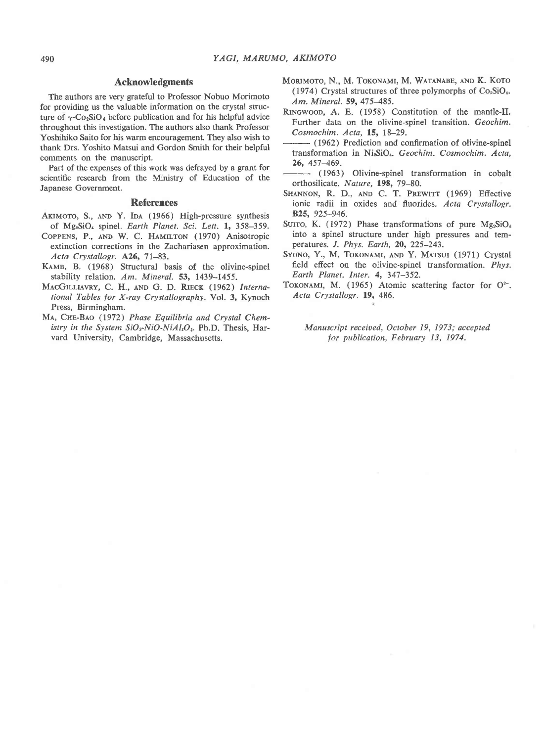## Acknowledgments

The authors are very grateful to Professor Nobuo Morimoto for providing us the valuable information on the crystal structure of $\gamma$-$Co_2SiO_4$ before publication and for his helpful advice throughout this investigation. The authors also thank Professor Yoshihiko Saito for his warm encouragement. They also wish to thank Drs. Yoshito Matsui and Gordon Smith for their helpful comments on the manuscript.

Part of the expenses of this work was defrayed by a grant for scientific research from the Ministry of Education of the Japanese Government.

## References

AKIMOTO, S., AND Y. IDA (1966) High-pressure synthesis of $Mg_2SiO_4$ spinel. *Earth Planet. Sci. Lett.* **1**, 358–359.

COPPENS, P., AND W. C. HAMILTON (1970) Anisotropic extinction corrections in the Zachariasen approximation. *Acta Crystallogr.* **A26**, 71–83.

KAMB, B. (1968) Structural basis of the olivine-spinel stability relation. *Am. Mineral.* **53**, 1439–1455.

MACGILLIAVRY, C. H., AND G. D. RIECK (1962) *International Tables for X-ray Crystallography*. Vol. **3**, Kynoch Press, Birmingham.

MA, CHE-BAO (1972) *Phase Equilibria and Crystal Chemistry in the System $SiO_2$-NiO-$NiAl_2O_4$*. Ph.D. Thesis, Harvard University, Cambridge, Massachusetts.

MORIMOTO, N., M. TOKONAMI, M. WATANABE, AND K. KOTO (1974) Crystal structures of three polymorphs of $Co_2SiO_4$. *Am. Mineral.* **59**, 475–485.

RINGWOOD, A. E. (1958) Constitution of the mantle-II. Further data on the olivine-spinel transition. *Geochim. Cosmochim. Acta*, **15**, 18–29.

——— (1962) Prediction and confirmation of olivine-spinel transformation in $Ni_2SiO_4$. *Geochim. Cosmochim. Acta*, **26**, 457–469.

——— (1963) Olivine-spinel transformation in cobalt orthosilicate. *Nature*, **198**, 79–80.

SHANNON, R. D., AND C. T. PREWITT (1969) Effective ionic radii in oxides and fluorides. *Acta Crystallogr.* **B25**, 925–946.

SUITO, K. (1972) Phase transformations of pure $Mg_2SiO_4$ into a spinel structure under high pressures and temperatures. *J. Phys. Earth*, **20**, 225–243.

SYONO, Y., M. TOKONAMI, AND Y. MATSUI (1971) Crystal field effect on the olivine-spinel transformation. *Phys. Earth Planet. Inter.* **4**, 347–352.

TOKONAMI, M. (1965) Atomic scattering factor for $O^{2-}$. *Acta Crystallogr.* **19**, 486.

*Manuscript received, October 19, 1973; accepted for publication, February 13, 1974.*